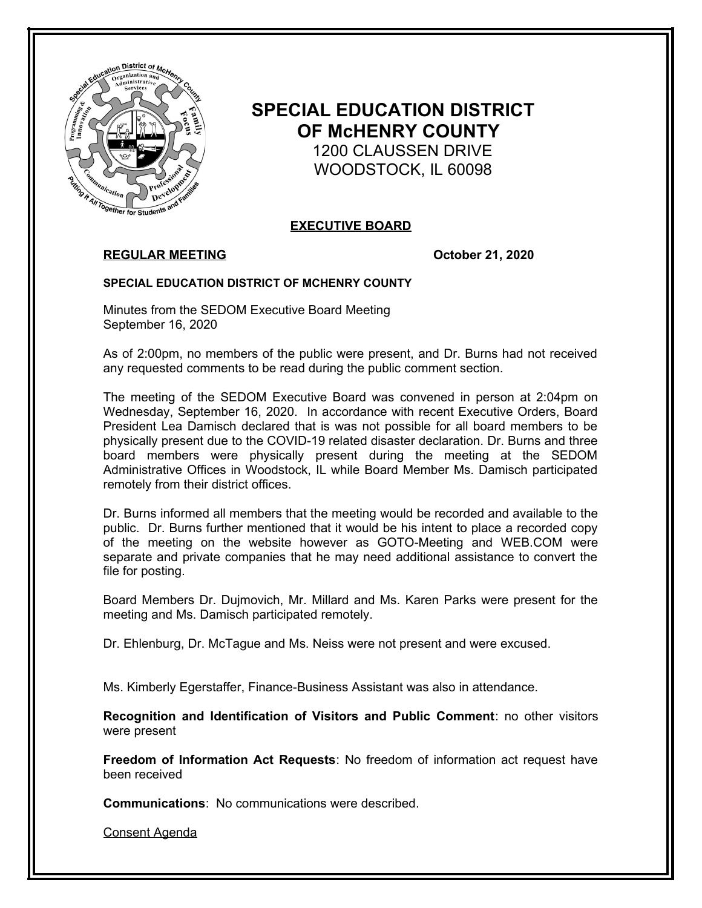# SPECIAL EDUCATION DISTRICT OF McHENRY COUNTY

1200 CLAUSSEN DRIVE
WOODSTOCK, IL 60098

## EXECUTIVE BOARD

**REGULAR MEETING** **October 21, 2020**

**SPECIAL EDUCATION DISTRICT OF MCHENRY COUNTY**

Minutes from the SEDOM Executive Board Meeting
September 16, 2020

As of 2:00pm, no members of the public were present, and Dr. Burns had not received any requested comments to be read during the public comment section.

The meeting of the SEDOM Executive Board was convened in person at 2:04pm on Wednesday, September 16, 2020. In accordance with recent Executive Orders, Board President Lea Damisch declared that is was not possible for all board members to be physically present due to the COVID-19 related disaster declaration. Dr. Burns and three board members were physically present during the meeting at the SEDOM Administrative Offices in Woodstock, IL while Board Member Ms. Damisch participated remotely from their district offices.

Dr. Burns informed all members that the meeting would be recorded and available to the public. Dr. Burns further mentioned that it would be his intent to place a recorded copy of the meeting on the website however as GOTO-Meeting and WEB.COM were separate and private companies that he may need additional assistance to convert the file for posting.

Board Members Dr. Dujmovich, Mr. Millard and Ms. Karen Parks were present for the meeting and Ms. Damisch participated remotely.

Dr. Ehlenburg, Dr. McTague and Ms. Neiss were not present and were excused.

Ms. Kimberly Egerstaffer, Finance-Business Assistant was also in attendance.

**Recognition and Identification of Visitors and Public Comment**: no other visitors were present

**Freedom of Information Act Requests**: No freedom of information act request have been received

**Communications**: No communications were described.

Consent Agenda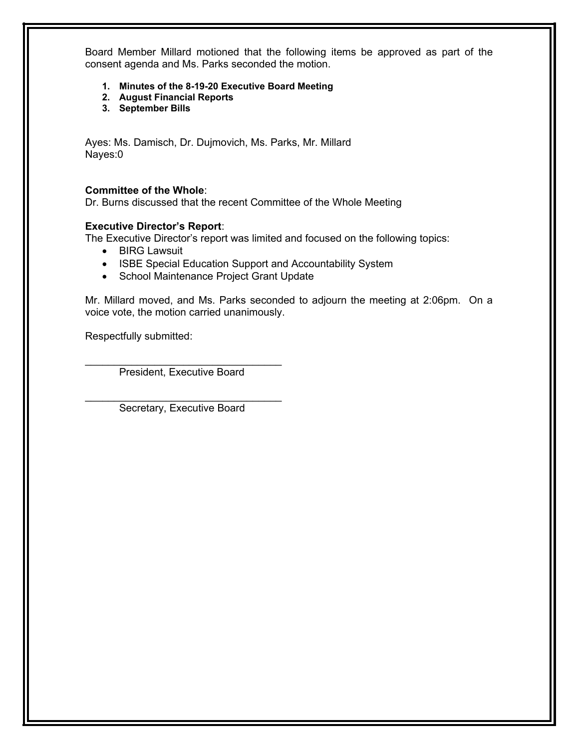Board Member Millard motioned that the following items be approved as part of the consent agenda and Ms. Parks seconded the motion.

1. **Minutes of the 8-19-20 Executive Board Meeting**
2. **August Financial Reports**
3. **September Bills**

Ayes: Ms. Damisch, Dr. Dujmovich, Ms. Parks, Mr. Millard
Nayes:0

**Committee of the Whole**:
Dr. Burns discussed that the recent Committee of the Whole Meeting

**Executive Director's Report**:
The Executive Director's report was limited and focused on the following topics:

- BIRG Lawsuit
- ISBE Special Education Support and Accountability System
- School Maintenance Project Grant Update

Mr. Millard moved, and Ms. Parks seconded to adjourn the meeting at 2:06pm. On a voice vote, the motion carried unanimously.

Respectfully submitted:

\_\_\_\_\_\_\_\_\_\_\_\_\_\_\_\_\_\_\_\_\_\_\_\_\_\_\_\_\_\_\_\_\_\_\_
President, Executive Board

\_\_\_\_\_\_\_\_\_\_\_\_\_\_\_\_\_\_\_\_\_\_\_\_\_\_\_\_\_\_\_\_\_\_\_
Secretary, Executive Board